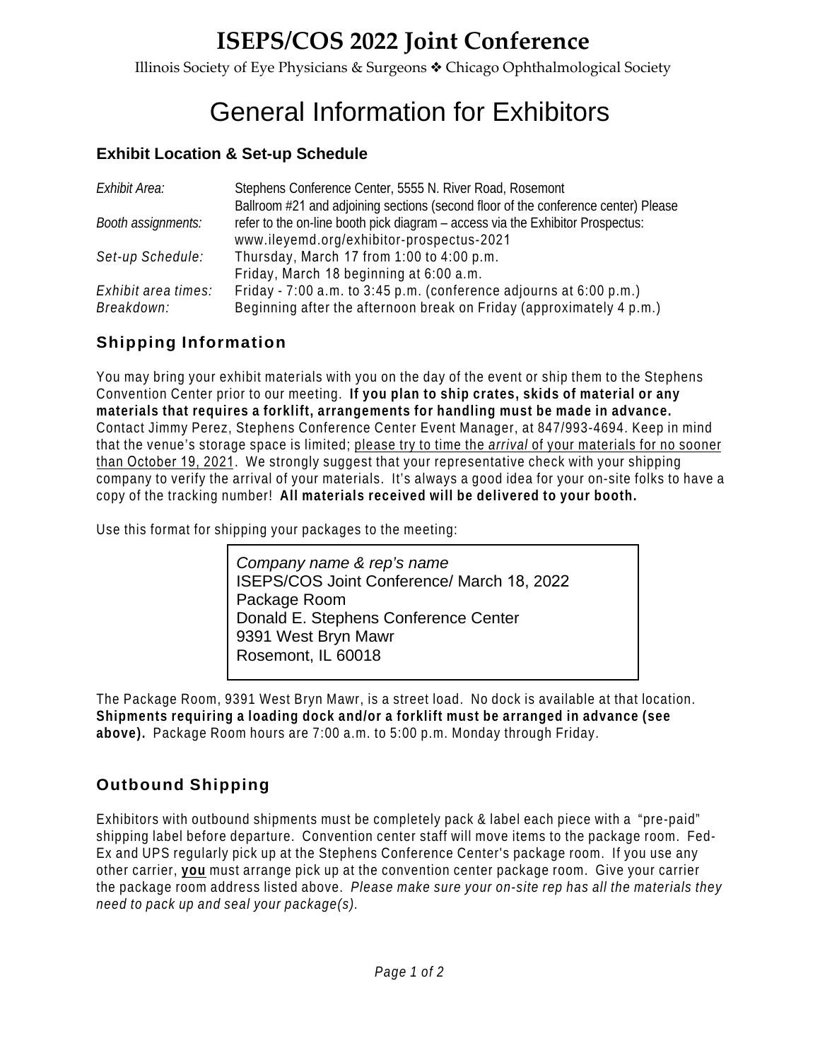# ISEPS/COS 2022 Joint Conference

Illinois Society of Eye Physicians & Surgeons ❖ Chicago Ophthalmological Society

# General Information for Exhibitors

## Exhibit Location & Set-up Schedule

| | |
|---|---|
| *Exhibit Area:* | Stephens Conference Center, 5555 N. River Road, Rosemont<br>Ballroom #21 and adjoining sections (second floor of the conference center) Please |
| *Booth assignments:* | refer to the on-line booth pick diagram – access via the Exhibitor Prospectus:<br>www.ileyemd.org/exhibitor-prospectus-2021 |
| *Set-up Schedule:* | Thursday, March 17 from 1:00 to 4:00 p.m.<br>Friday, March 18 beginning at 6:00 a.m. |
| *Exhibit area times:* | Friday - 7:00 a.m. to 3:45 p.m. (conference adjourns at 6:00 p.m.) |
| *Breakdown:* | Beginning after the afternoon break on Friday (approximately 4 p.m.) |

## Shipping Information

You may bring your exhibit materials with you on the day of the event or ship them to the Stephens Convention Center prior to our meeting. **If you plan to ship crates, skids of material or any materials that requires a forklift, arrangements for handling must be made in advance.** Contact Jimmy Perez, Stephens Conference Center Event Manager, at 847/993-4694. Keep in mind that the venue's storage space is limited; please try to time the *arrival* of your materials for no sooner than October 19, 2021. We strongly suggest that your representative check with your shipping company to verify the arrival of your materials. It's always a good idea for your on-site folks to have a copy of the tracking number! **All materials received will be delivered to your booth.**

Use this format for shipping your packages to the meeting:

> *Company name & rep's name*
> ISEPS/COS Joint Conference/ March 18, 2022
> Package Room
> Donald E. Stephens Conference Center
> 9391 West Bryn Mawr
> Rosemont, IL 60018

The Package Room, 9391 West Bryn Mawr, is a street load. No dock is available at that location. **Shipments requiring a loading dock and/or a forklift must be arranged in advance (see above).** Package Room hours are 7:00 a.m. to 5:00 p.m. Monday through Friday.

## Outbound Shipping

Exhibitors with outbound shipments must be completely pack & label each piece with a "pre-paid" shipping label before departure. Convention center staff will move items to the package room. Fed-Ex and UPS regularly pick up at the Stephens Conference Center's package room. If you use any other carrier, **you** must arrange pick up at the convention center package room. Give your carrier the package room address listed above. *Please make sure your on-site rep has all the materials they need to pack up and seal your package(s).*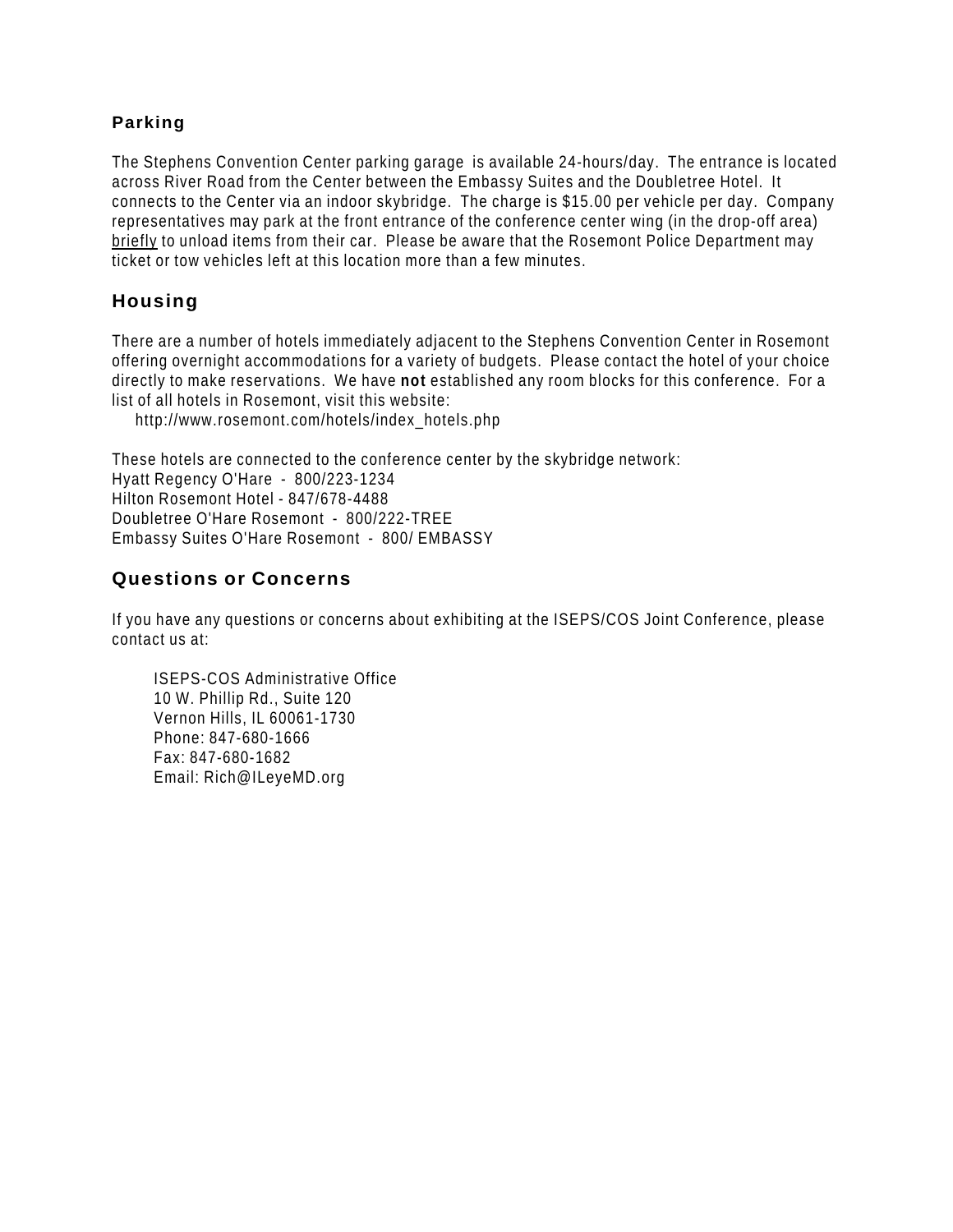## Parking

The Stephens Convention Center parking garage is available 24-hours/day. The entrance is located across River Road from the Center between the Embassy Suites and the Doubletree Hotel. It connects to the Center via an indoor skybridge. The charge is $15.00 per vehicle per day. Company representatives may park at the front entrance of the conference center wing (in the drop-off area) briefly to unload items from their car. Please be aware that the Rosemont Police Department may ticket or tow vehicles left at this location more than a few minutes.

## Housing

There are a number of hotels immediately adjacent to the Stephens Convention Center in Rosemont offering overnight accommodations for a variety of budgets. Please contact the hotel of your choice directly to make reservations. We have **not** established any room blocks for this conference. For a list of all hotels in Rosemont, visit this website:

http://www.rosemont.com/hotels/index_hotels.php

These hotels are connected to the conference center by the skybridge network:
Hyatt Regency O'Hare - 800/223-1234
Hilton Rosemont Hotel - 847/678-4488
Doubletree O'Hare Rosemont - 800/222-TREE
Embassy Suites O'Hare Rosemont - 800/ EMBASSY

## Questions or Concerns

If you have any questions or concerns about exhibiting at the ISEPS/COS Joint Conference, please contact us at:

ISEPS-COS Administrative Office
10 W. Phillip Rd., Suite 120
Vernon Hills, IL 60061-1730
Phone: 847-680-1666
Fax: 847-680-1682
Email: Rich@ILeyeMD.org